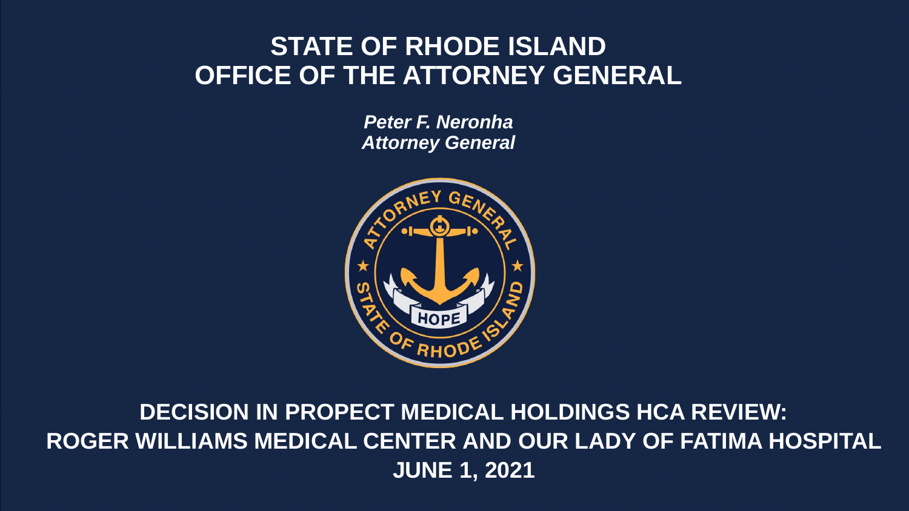# STATE OF RHODE ISLAND
# OFFICE OF THE ATTORNEY GENERAL

***Peter F. Neronha***
***Attorney General***

## DECISION IN PROPECT MEDICAL HOLDINGS HCA REVIEW:
## ROGER WILLIAMS MEDICAL CENTER AND OUR LADY OF FATIMA HOSPITAL
## JUNE 1, 2021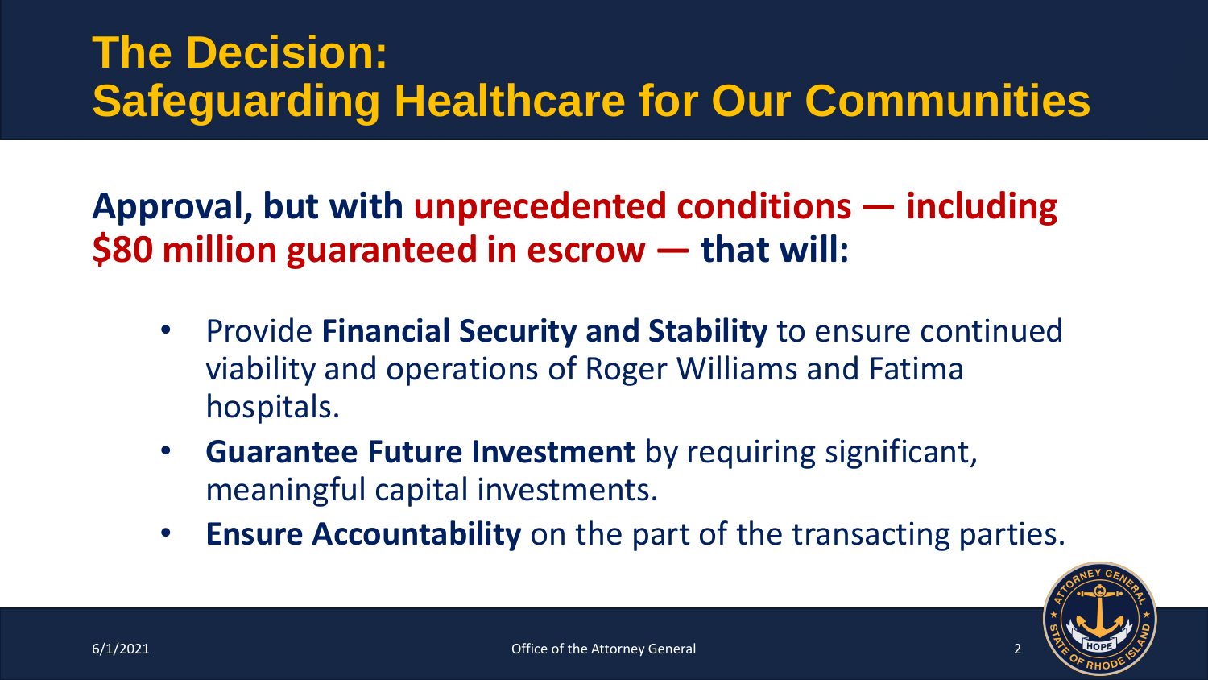# The Decision: Safeguarding Healthcare for Our Communities

**Approval, but with unprecedented conditions — including $80 million guaranteed in escrow — that will:**

- Provide **Financial Security and Stability** to ensure continued viability and operations of Roger Williams and Fatima hospitals.
- **Guarantee Future Investment** by requiring significant, meaningful capital investments.
- **Ensure Accountability** on the part of the transacting parties.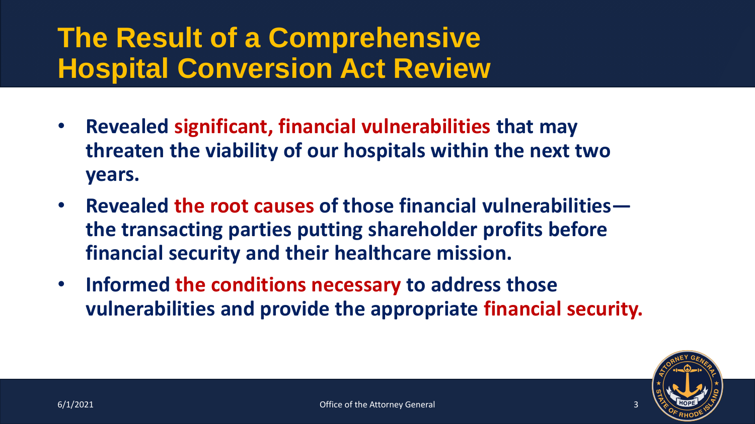# The Result of a Comprehensive Hospital Conversion Act Review

- **Revealed significant, financial vulnerabilities that may threaten the viability of our hospitals within the next two years.**
- **Revealed the root causes of those financial vulnerabilities—the transacting parties putting shareholder profits before financial security and their healthcare mission.**
- **Informed the conditions necessary to address those vulnerabilities and provide the appropriate financial security.**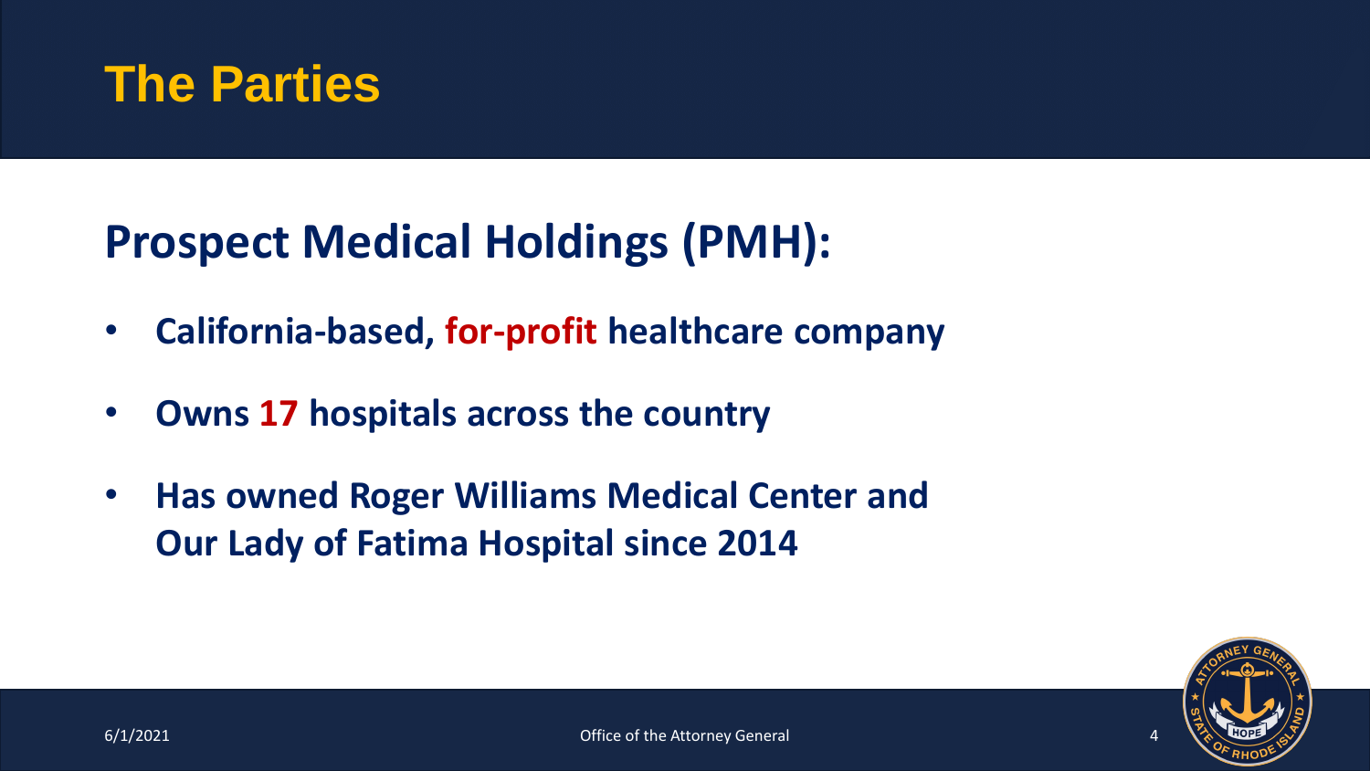# The Parties

## Prospect Medical Holdings (PMH):

- **California-based, for-profit healthcare company**
- **Owns 17 hospitals across the country**
- **Has owned Roger Williams Medical Center and Our Lady of Fatima Hospital since 2014**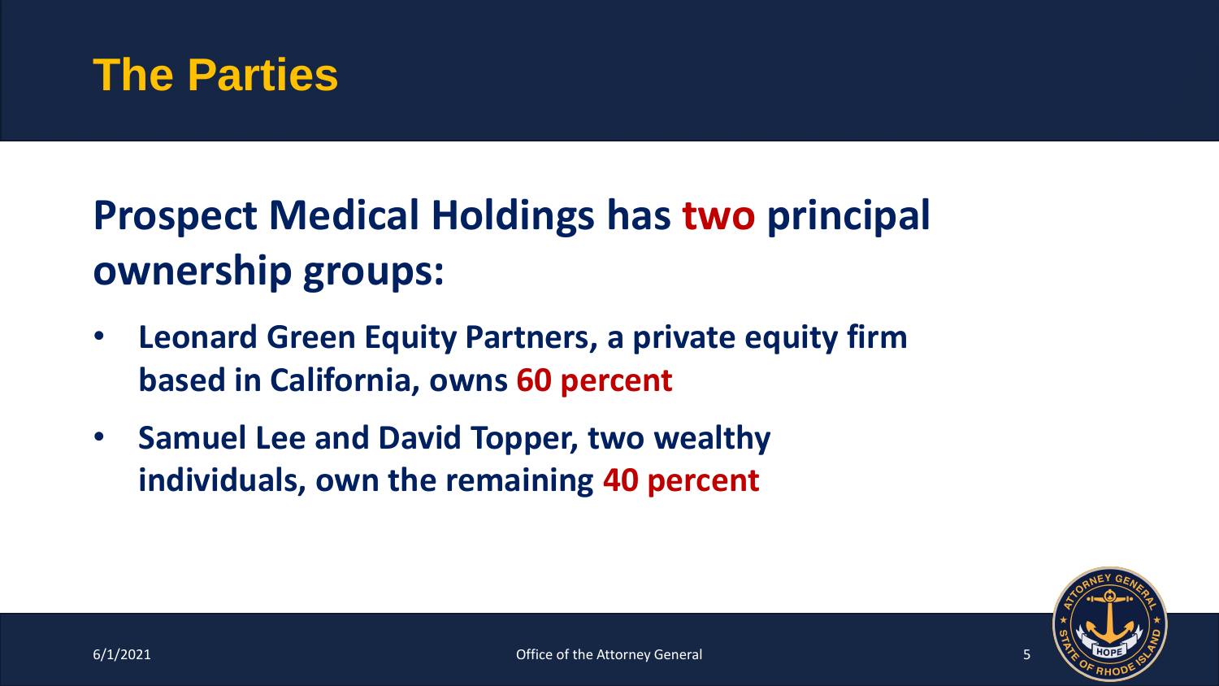# The Parties

## Prospect Medical Holdings has two principal ownership groups:

- **Leonard Green Equity Partners, a private equity firm based in California, owns 60 percent**
- **Samuel Lee and David Topper, two wealthy individuals, own the remaining 40 percent**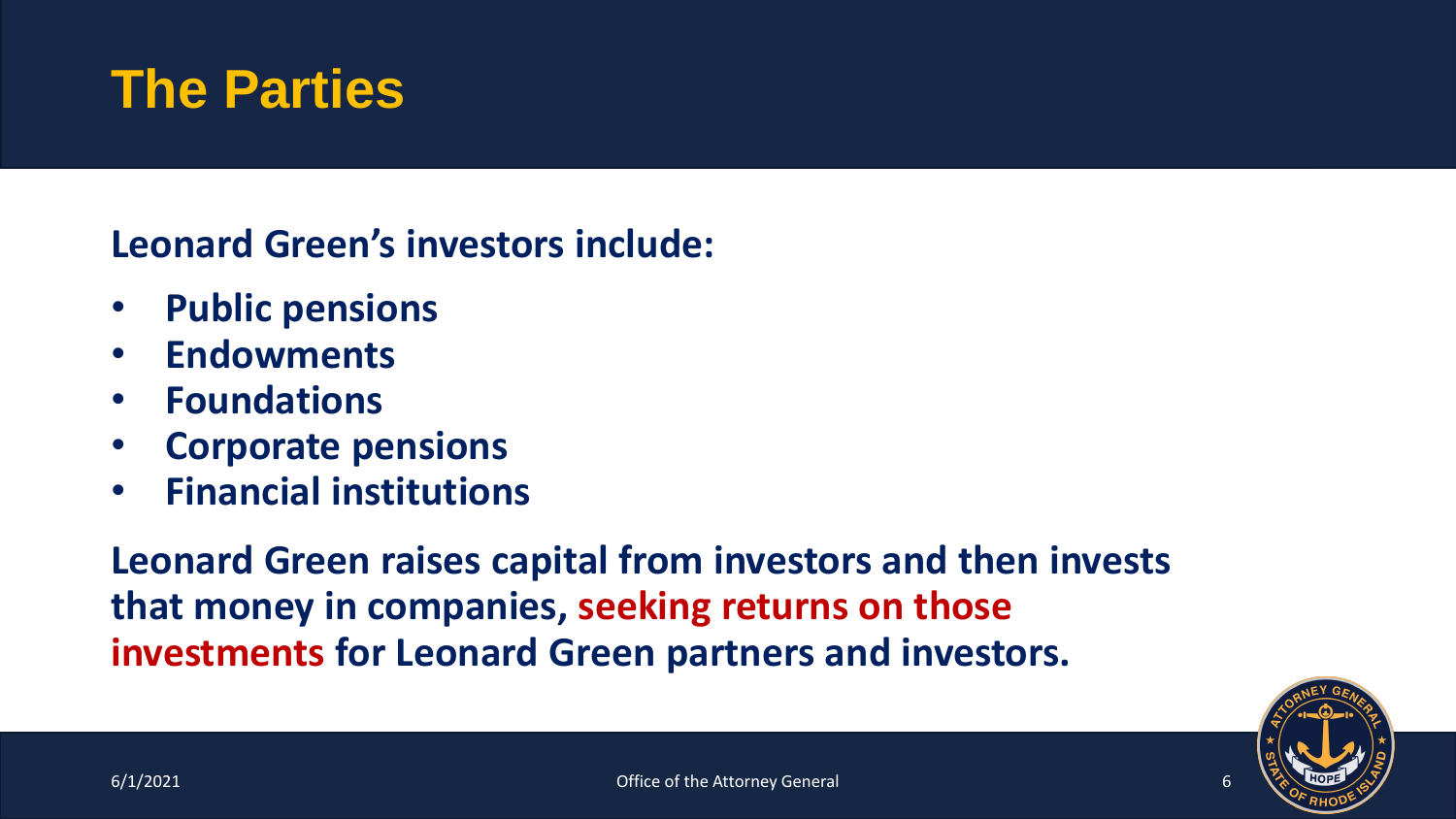# The Parties

**Leonard Green's investors include:**

- **Public pensions**
- **Endowments**
- **Foundations**
- **Corporate pensions**
- **Financial institutions**

**Leonard Green raises capital from investors and then invests that money in companies, seeking returns on those investments for Leonard Green partners and investors.**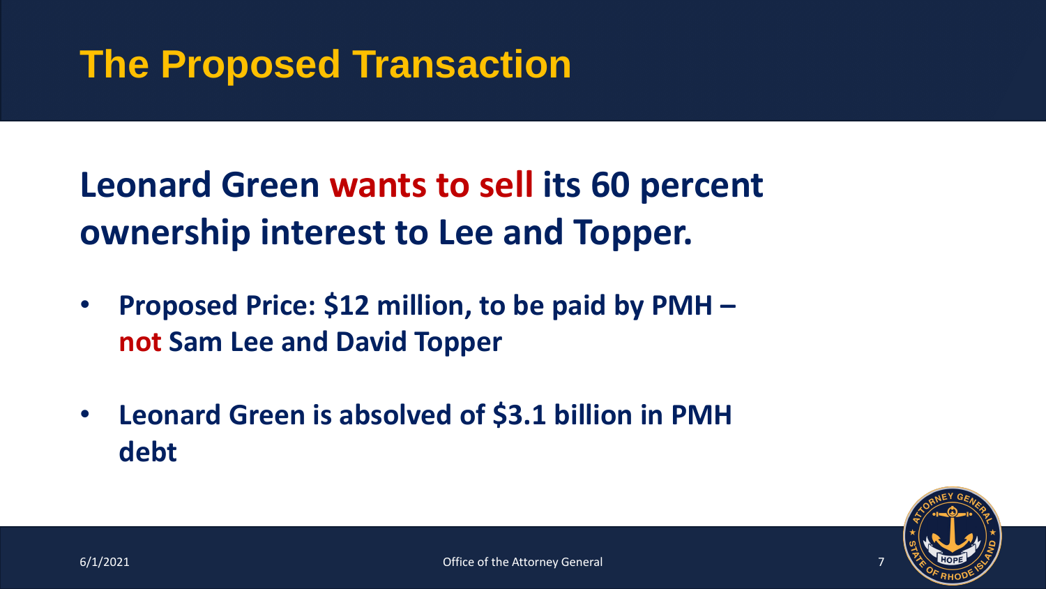# The Proposed Transaction

## Leonard Green wants to sell its 60 percent ownership interest to Lee and Topper.

- **Proposed Price: $12 million, to be paid by PMH – not Sam Lee and David Topper**
- **Leonard Green is absolved of $3.1 billion in PMH debt**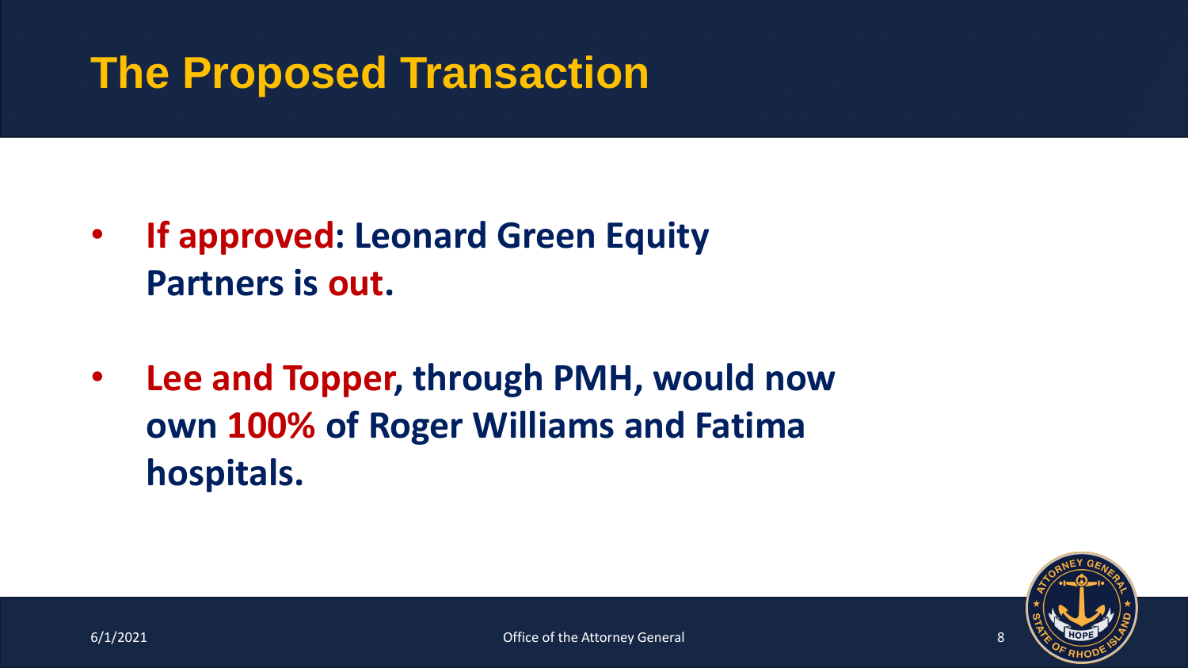# The Proposed Transaction

- **If approved: Leonard Green Equity Partners is out.**
- **Lee and Topper, through PMH, would now own 100% of Roger Williams and Fatima hospitals.**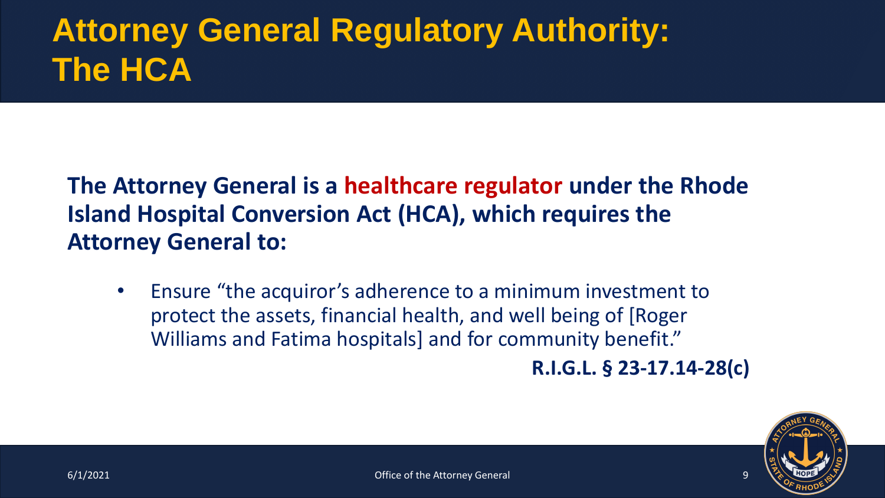# Attorney General Regulatory Authority: The HCA

**The Attorney General is a healthcare regulator under the Rhode Island Hospital Conversion Act (HCA), which requires the Attorney General to:**

- Ensure "the acquiror's adherence to a minimum investment to protect the assets, financial health, and well being of [Roger Williams and Fatima hospitals] and for community benefit."

**R.I.G.L. § 23-17.14-28(c)**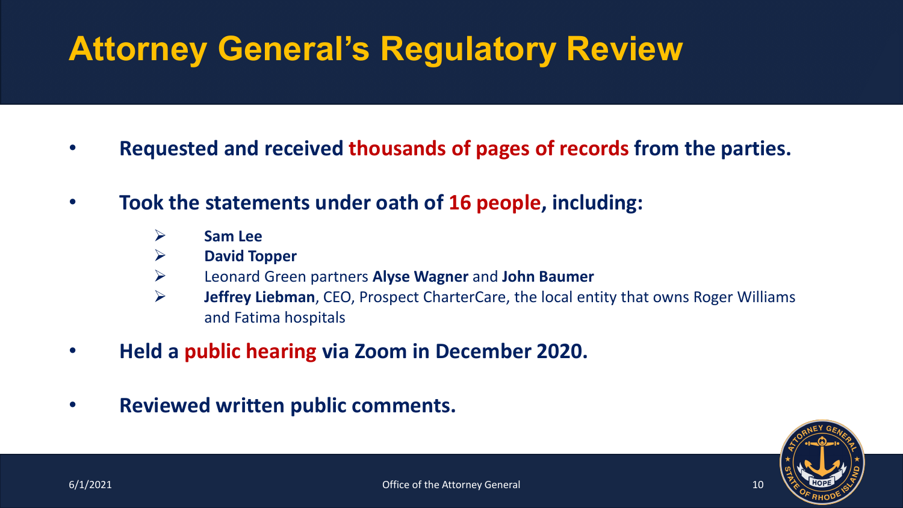# Attorney General's Regulatory Review

- **Requested and received thousands of pages of records from the parties.**
- **Took the statements under oath of 16 people, including:**
  - **Sam Lee**
  - **David Topper**
  - Leonard Green partners **Alyse Wagner** and **John Baumer**
  - **Jeffrey Liebman**, CEO, Prospect CharterCare, the local entity that owns Roger Williams and Fatima hospitals
- **Held a public hearing via Zoom in December 2020.**
- **Reviewed written public comments.**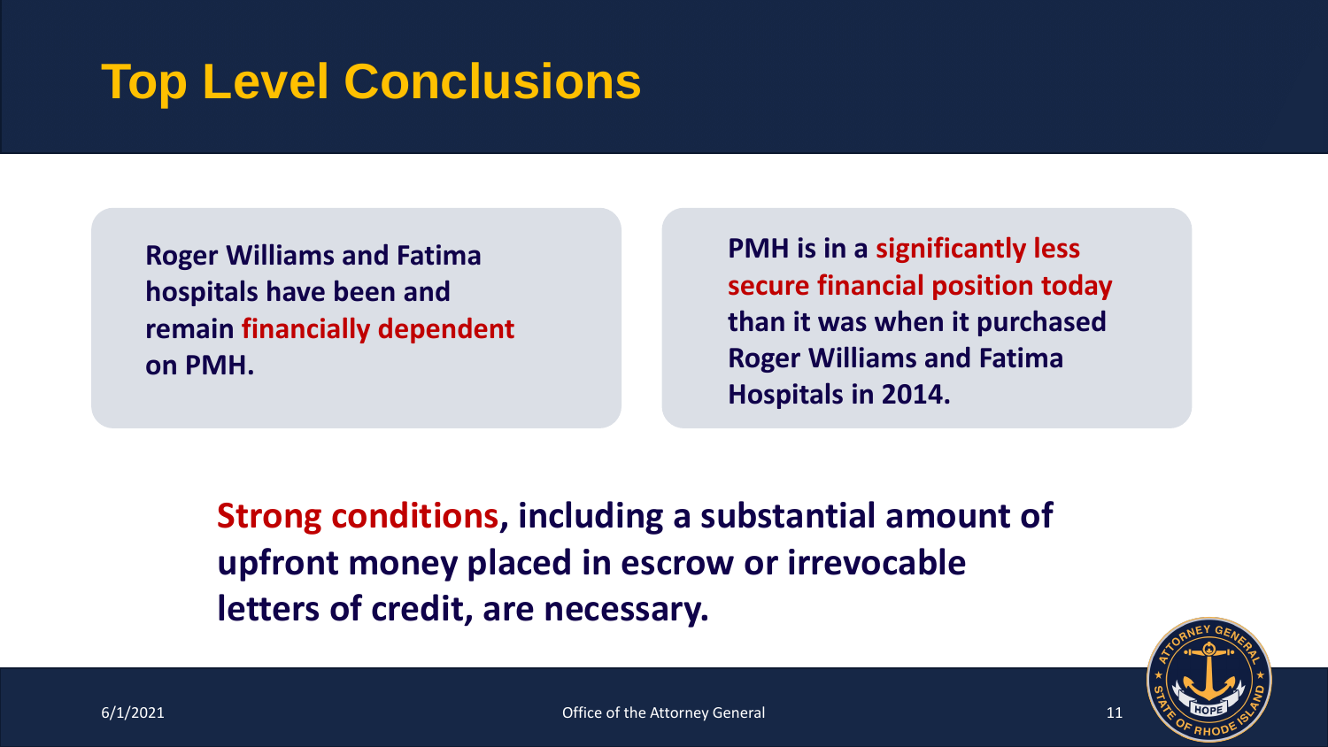# Top Level Conclusions

**Roger Williams and Fatima hospitals have been and remain financially dependent on PMH.**

**PMH is in a significantly less secure financial position today than it was when it purchased Roger Williams and Fatima Hospitals in 2014.**

**Strong conditions, including a substantial amount of upfront money placed in escrow or irrevocable letters of credit, are necessary.**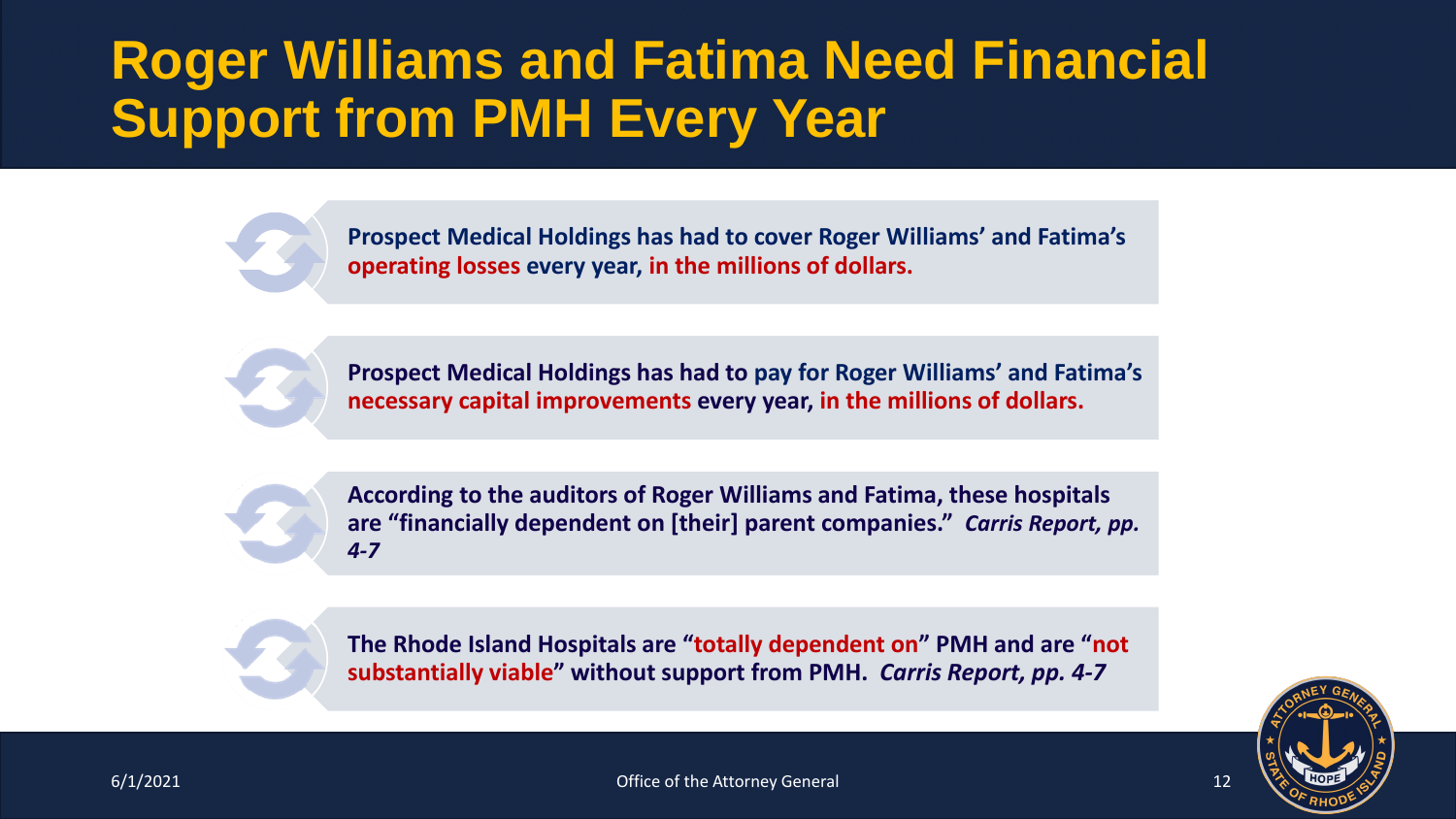# Roger Williams and Fatima Need Financial Support from PMH Every Year

- Prospect Medical Holdings has had to cover Roger Williams' and Fatima's **operating losses** every year, **in the millions of dollars.**

- Prospect Medical Holdings has had to pay for Roger Williams' and Fatima's **necessary capital improvements** every year, **in the millions of dollars.**

- According to the auditors of Roger Williams and Fatima, these hospitals are "financially dependent on [their] parent companies." *Carris Report, pp. 4-7*

- The Rhode Island Hospitals are "**totally dependent on**" PMH and are "**not substantially viable**" without support from PMH. *Carris Report, pp. 4-7*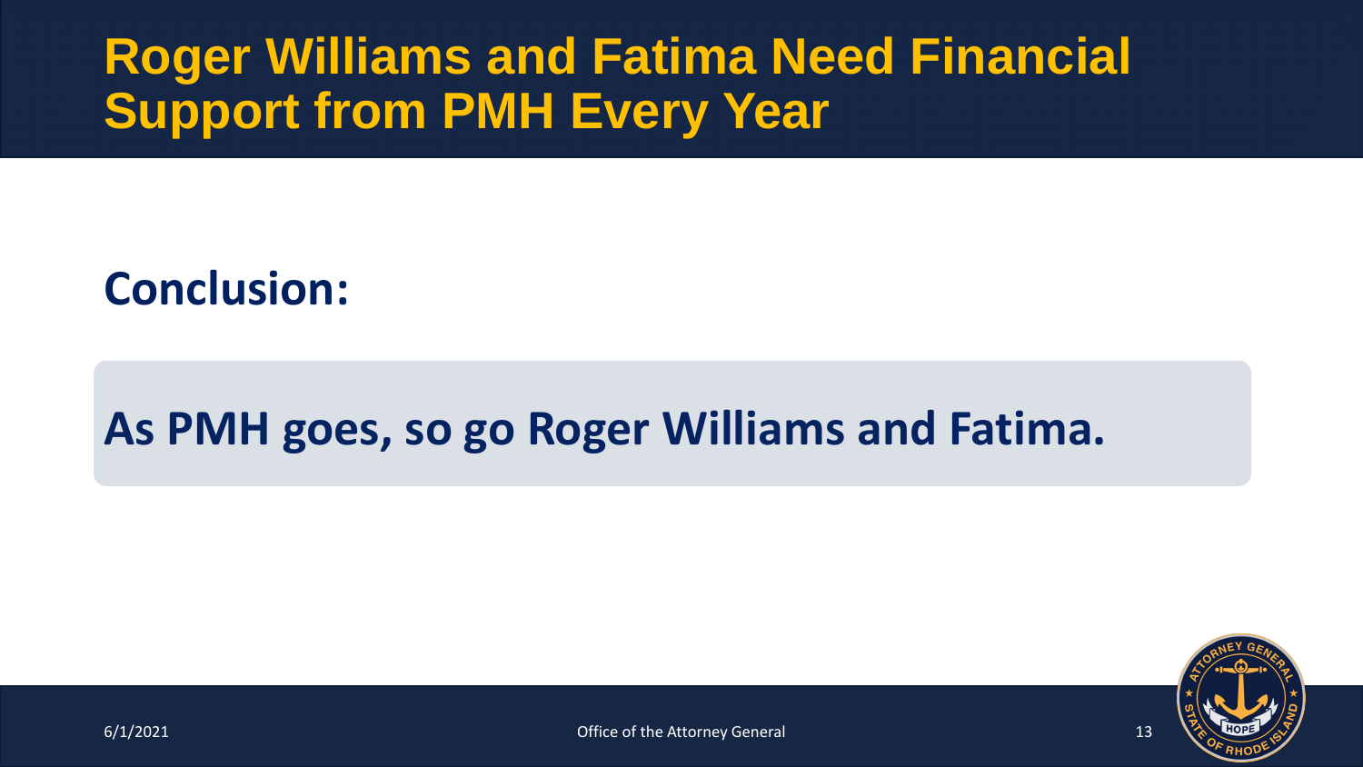# Roger Williams and Fatima Need Financial Support from PMH Every Year

**Conclusion:**

**As PMH goes, so go Roger Williams and Fatima.**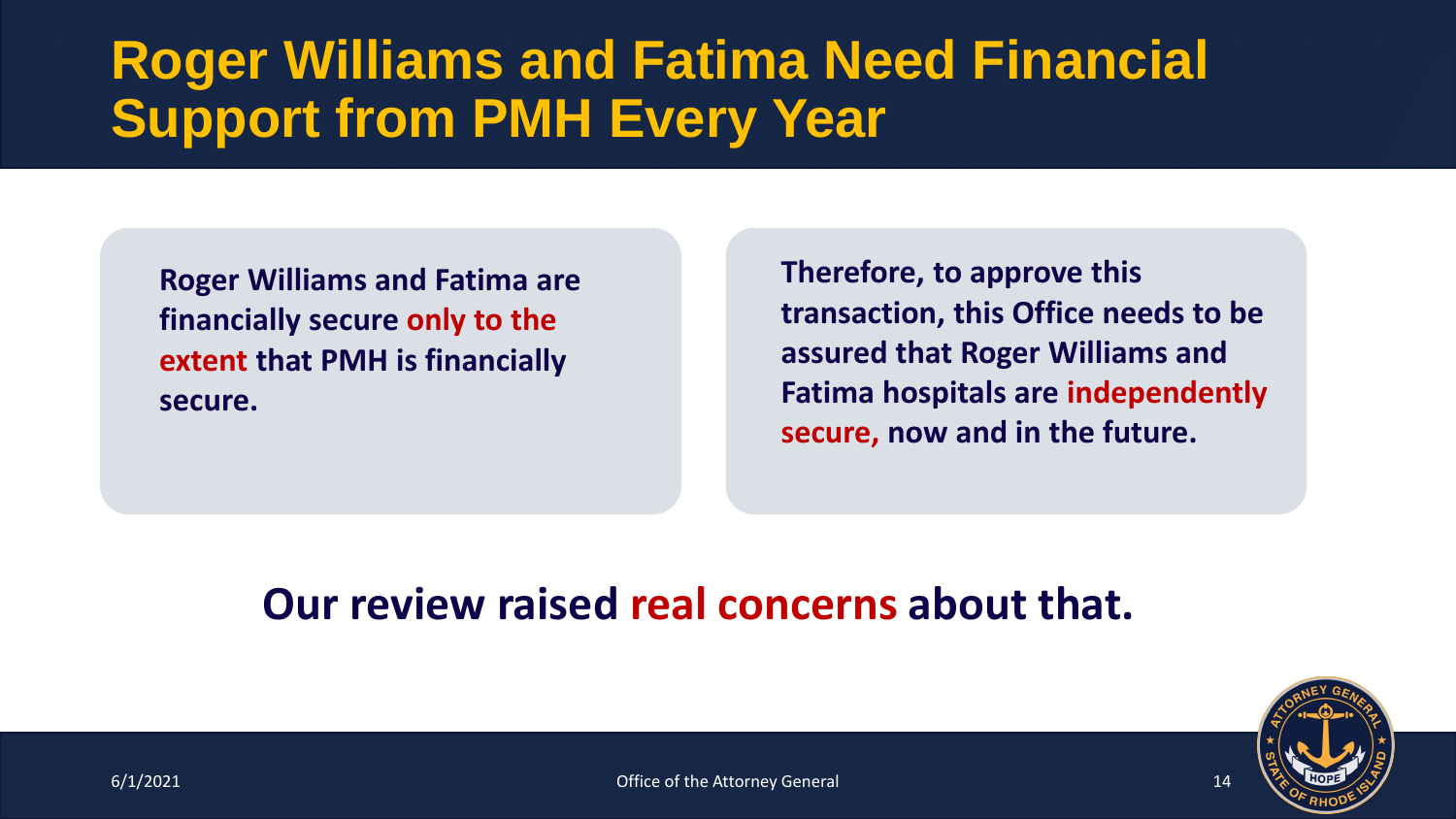# Roger Williams and Fatima Need Financial Support from PMH Every Year

**Roger Williams and Fatima are financially secure only to the extent that PMH is financially secure.**

**Therefore, to approve this transaction, this Office needs to be assured that Roger Williams and Fatima hospitals are independently secure, now and in the future.**

## Our review raised real concerns about that.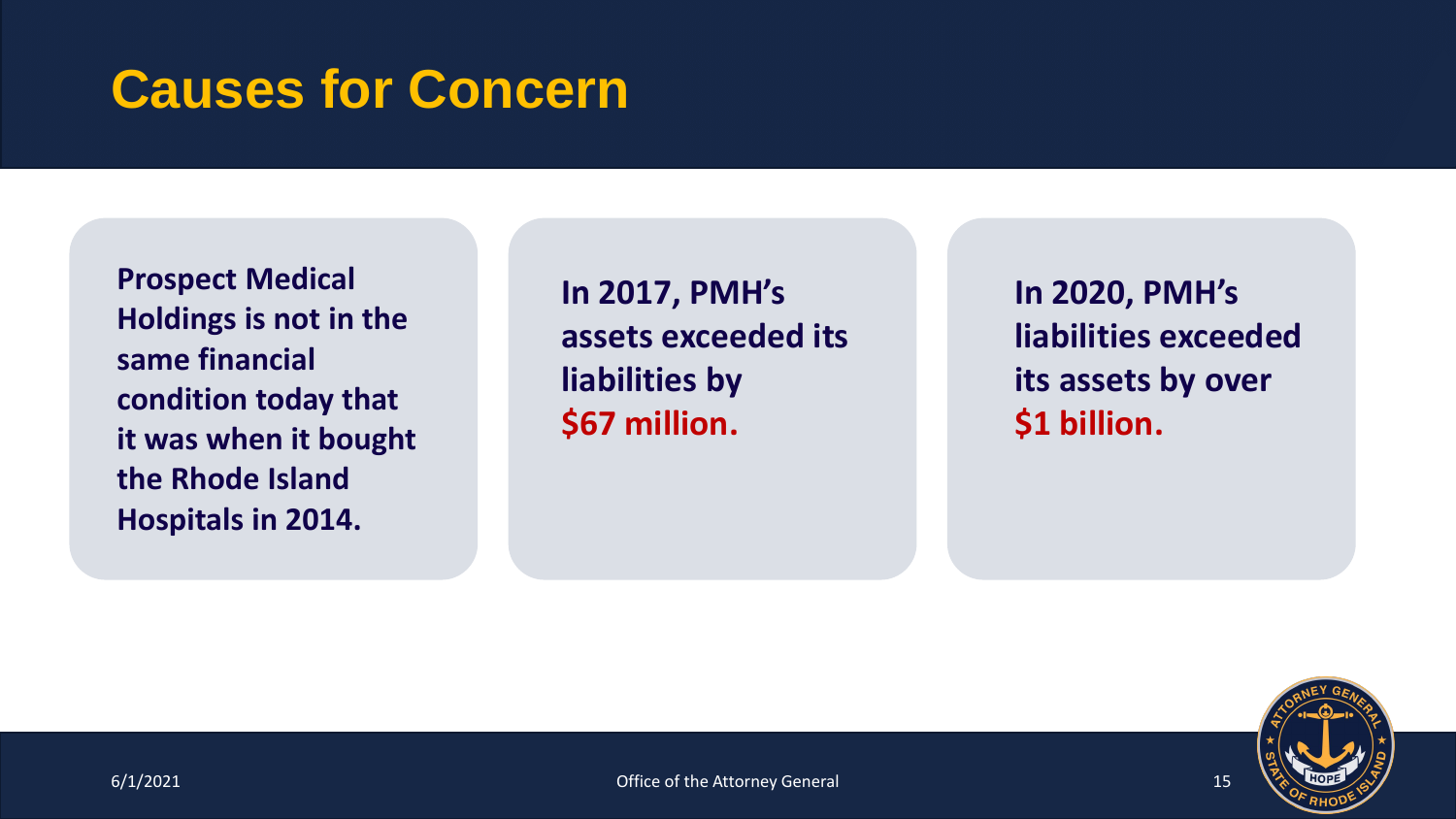# Causes for Concern

**Prospect Medical Holdings is not in the same financial condition today that it was when it bought the Rhode Island Hospitals in 2014.**

**In 2017, PMH's assets exceeded its liabilities by $67 million.**

**In 2020, PMH's liabilities exceeded its assets by over $1 billion.**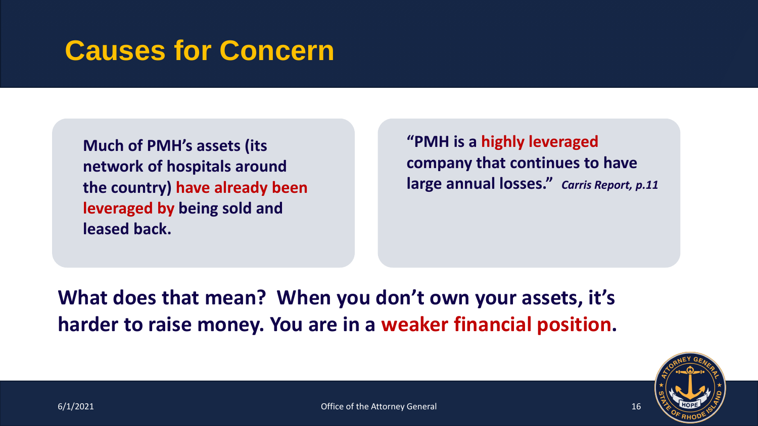# Causes for Concern

**Much of PMH's assets (its network of hospitals around the country) have already been leveraged by being sold and leased back.**

**"PMH is a highly leveraged company that continues to have large annual losses."** ***Carris Report, p.11***

**What does that mean? When you don't own your assets, it's harder to raise money. You are in a weaker financial position.**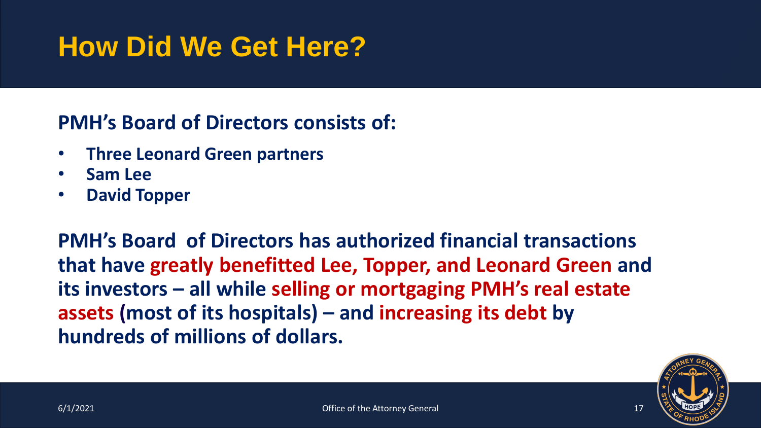# How Did We Get Here?

**PMH's Board of Directors consists of:**

- **Three Leonard Green partners**
- **Sam Lee**
- **David Topper**

**PMH's Board of Directors has authorized financial transactions that have greatly benefitted Lee, Topper, and Leonard Green and its investors – all while selling or mortgaging PMH's real estate assets (most of its hospitals) – and increasing its debt by hundreds of millions of dollars.**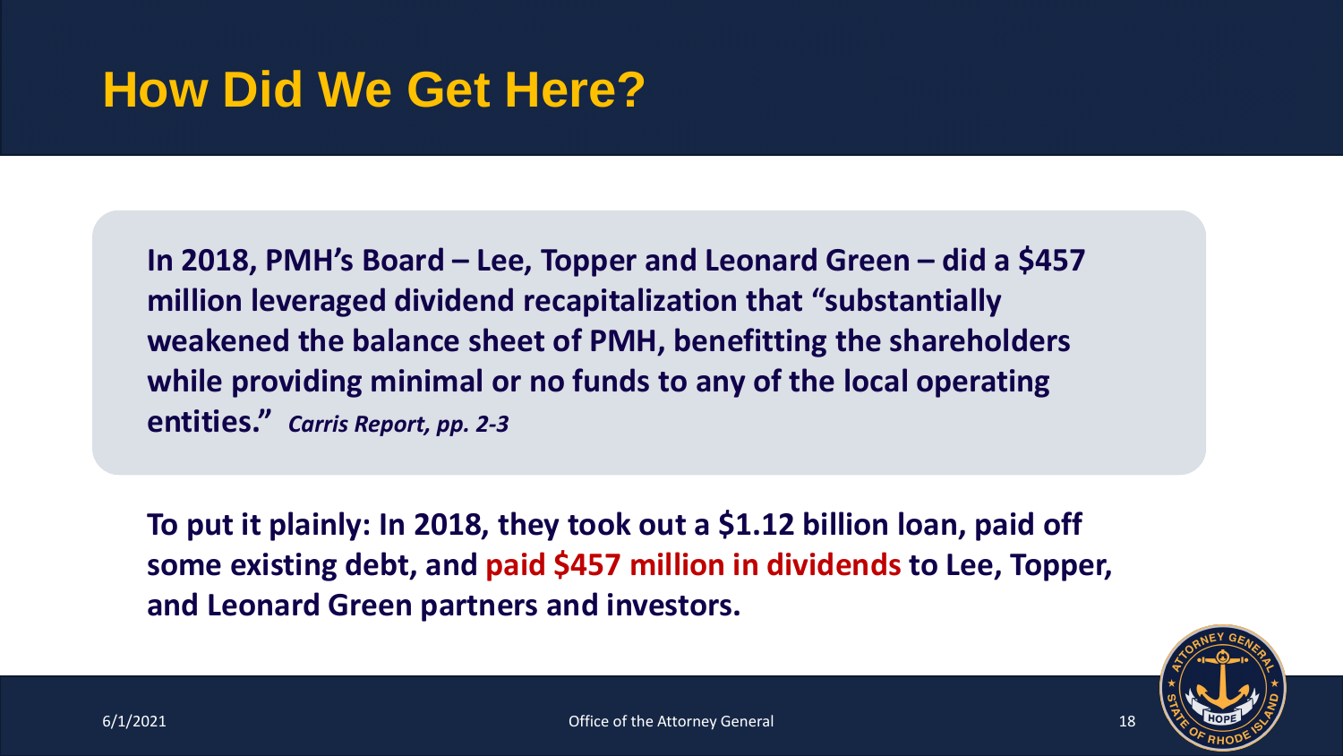# How Did We Get Here?

**In 2018, PMH's Board – Lee, Topper and Leonard Green – did a $457 million leveraged dividend recapitalization that "substantially weakened the balance sheet of PMH, benefitting the shareholders while providing minimal or no funds to any of the local operating entities."** ***Carris Report, pp. 2-3***

**To put it plainly: In 2018, they took out a $1.12 billion loan, paid off some existing debt, and paid $457 million in dividends to Lee, Topper, and Leonard Green partners and investors.**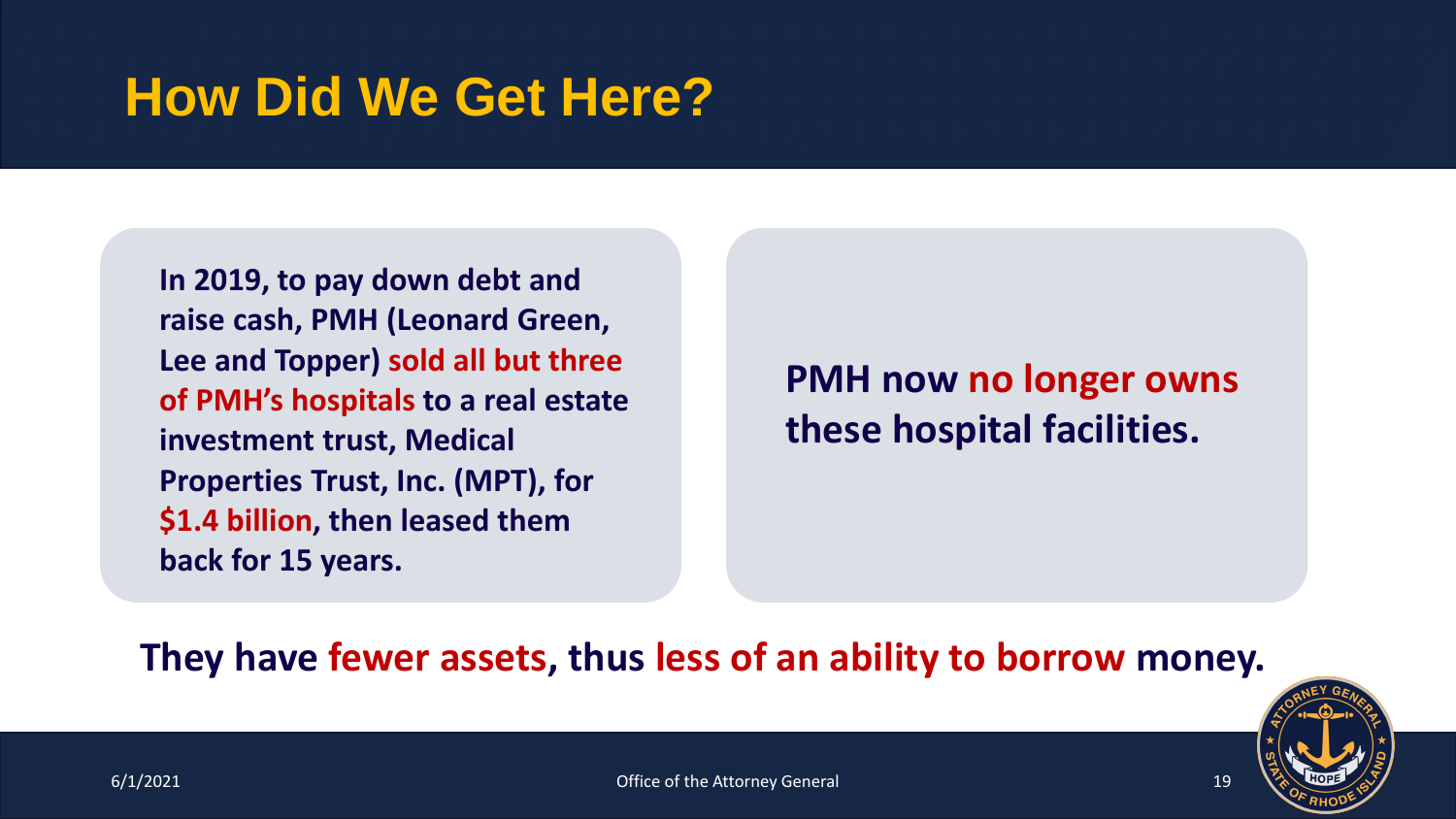# How Did We Get Here?

**In 2019, to pay down debt and raise cash, PMH (Leonard Green, Lee and Topper) sold all but three of PMH's hospitals to a real estate investment trust, Medical Properties Trust, Inc. (MPT), for $1.4 billion, then leased them back for 15 years.**

**PMH now no longer owns these hospital facilities.**

**They have fewer assets, thus less of an ability to borrow money.**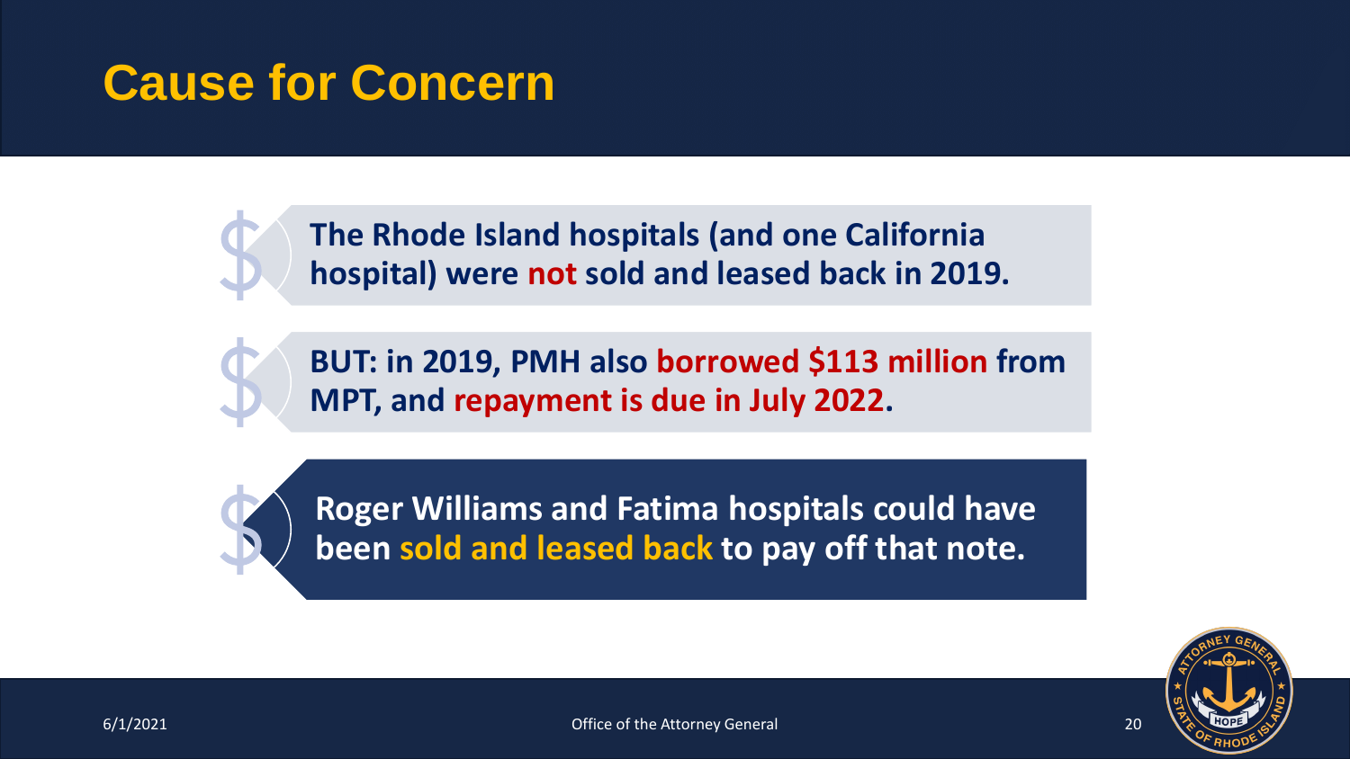# Cause for Concern

**The Rhode Island hospitals (and one California hospital) were not sold and leased back in 2019.**

**BUT: in 2019, PMH also borrowed $113 million from MPT, and repayment is due in July 2022.**

**Roger Williams and Fatima hospitals could have been sold and leased back to pay off that note.**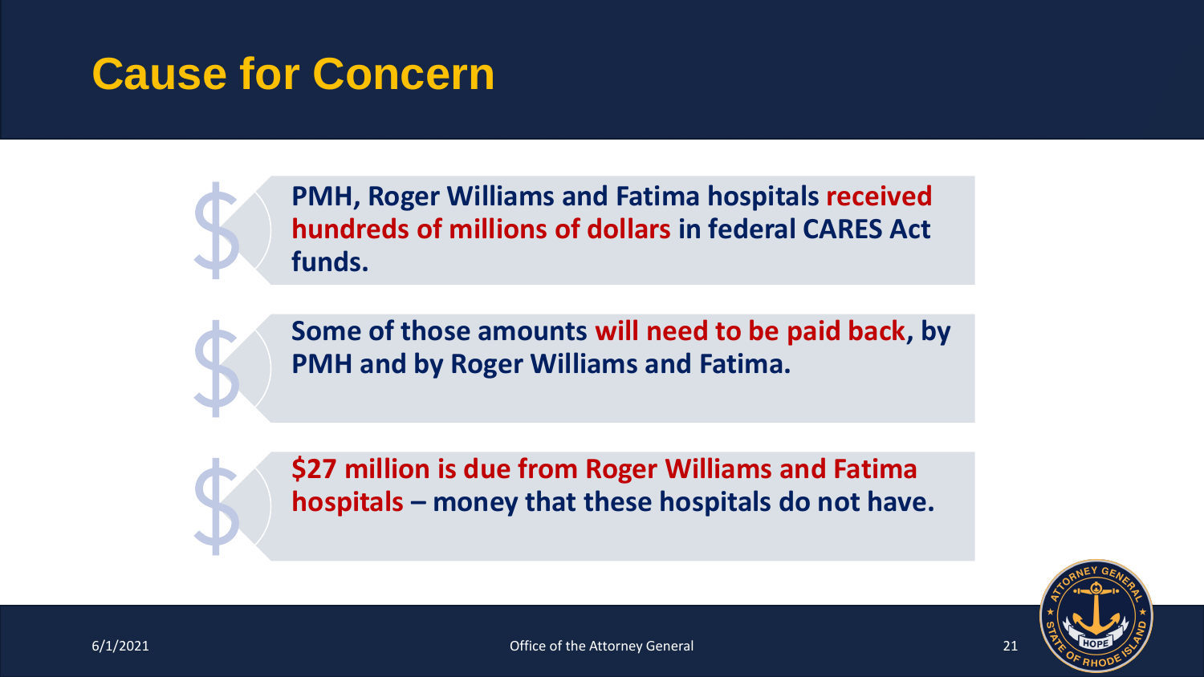# Cause for Concern

- **PMH, Roger Williams and Fatima hospitals received hundreds of millions of dollars in federal CARES Act funds.**
- **Some of those amounts will need to be paid back, by PMH and by Roger Williams and Fatima.**
- **$27 million is due from Roger Williams and Fatima hospitals – money that these hospitals do not have.**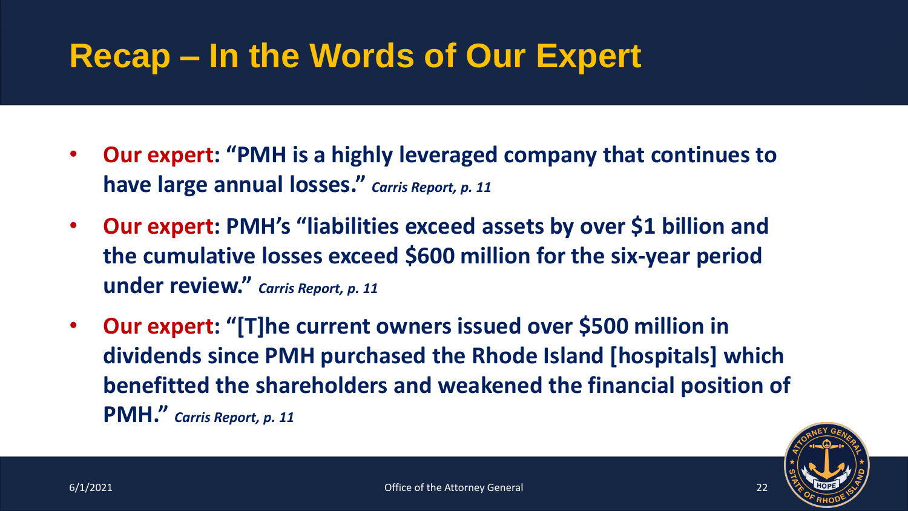# Recap – In the Words of Our Expert

- **Our expert: "PMH is a highly leveraged company that continues to have large annual losses."** ***Carris Report, p. 11***
- **Our expert: PMH's "liabilities exceed assets by over $1 billion and the cumulative losses exceed $600 million for the six-year period under review."** ***Carris Report, p. 11***
- **Our expert: "[T]he current owners issued over $500 million in dividends since PMH purchased the Rhode Island [hospitals] which benefitted the shareholders and weakened the financial position of PMH."** ***Carris Report, p. 11***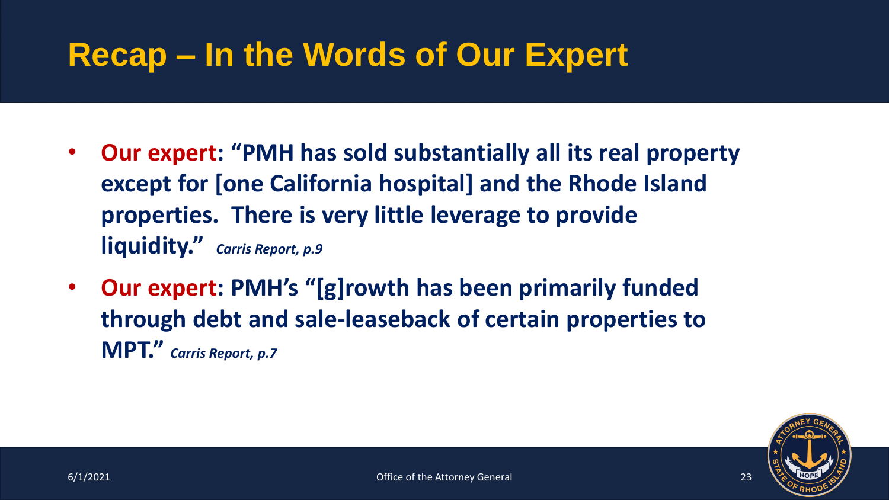# Recap – In the Words of Our Expert

- **Our expert: "PMH has sold substantially all its real property except for [one California hospital] and the Rhode Island properties. There is very little leverage to provide liquidity."** ***Carris Report, p.9***
- **Our expert: PMH's "[g]rowth has been primarily funded through debt and sale-leaseback of certain properties to MPT."** ***Carris Report, p.7***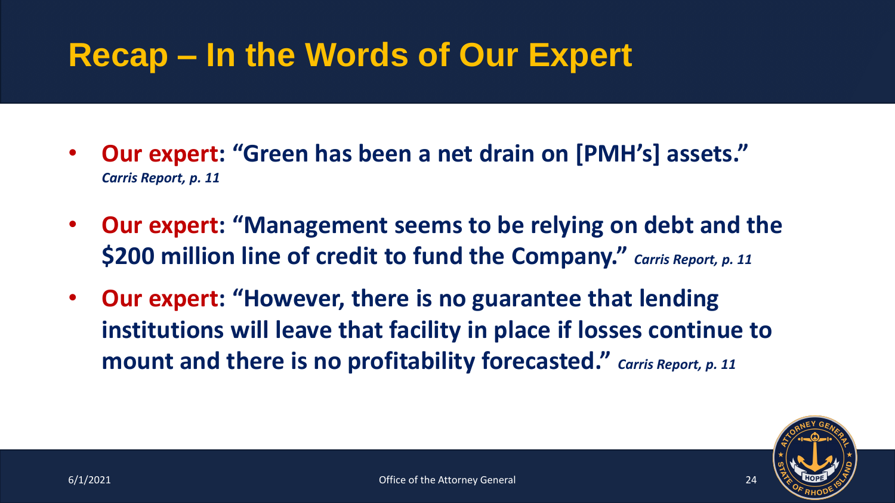# Recap – In the Words of Our Expert

- **Our expert: "Green has been a net drain on [PMH's] assets."** ***Carris Report, p. 11***
- **Our expert: "Management seems to be relying on debt and the $200 million line of credit to fund the Company."** ***Carris Report, p. 11***
- **Our expert: "However, there is no guarantee that lending institutions will leave that facility in place if losses continue to mount and there is no profitability forecasted."** ***Carris Report, p. 11***

6/1/2021 — Office of the Attorney General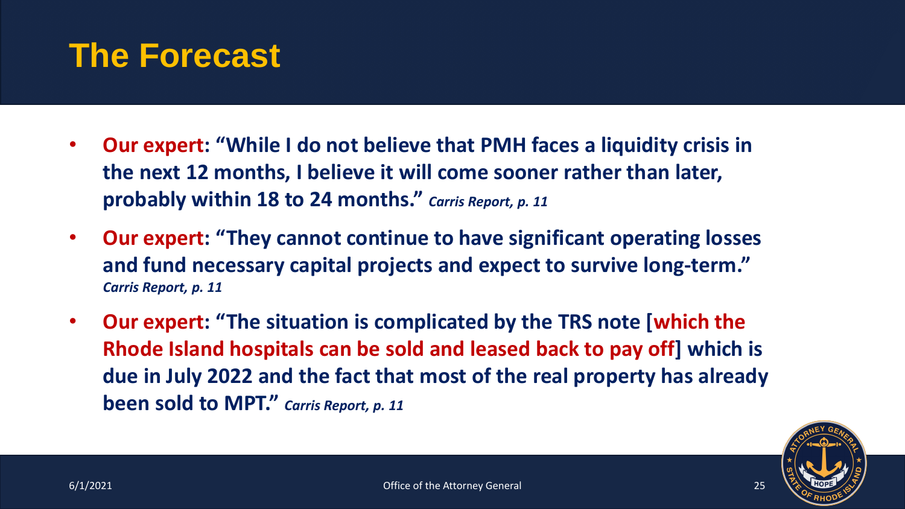# The Forecast

- **Our expert: "While I do not believe that PMH faces a liquidity crisis in the next 12 months, I believe it will come sooner rather than later, probably within 18 to 24 months."** ***Carris Report, p. 11***
- **Our expert: "They cannot continue to have significant operating losses and fund necessary capital projects and expect to survive long-term."** ***Carris Report, p. 11***
- **Our expert: "The situation is complicated by the TRS note [which the Rhode Island hospitals can be sold and leased back to pay off] which is due in July 2022 and the fact that most of the real property has already been sold to MPT."** ***Carris Report, p. 11***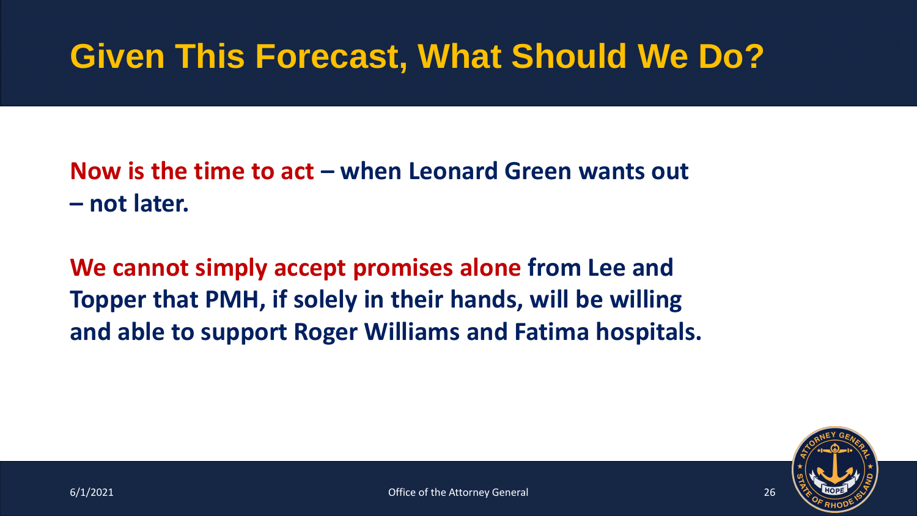# Given This Forecast, What Should We Do?

**Now is the time to act – when Leonard Green wants out – not later.**

**We cannot simply accept promises alone from Lee and Topper that PMH, if solely in their hands, will be willing and able to support Roger Williams and Fatima hospitals.**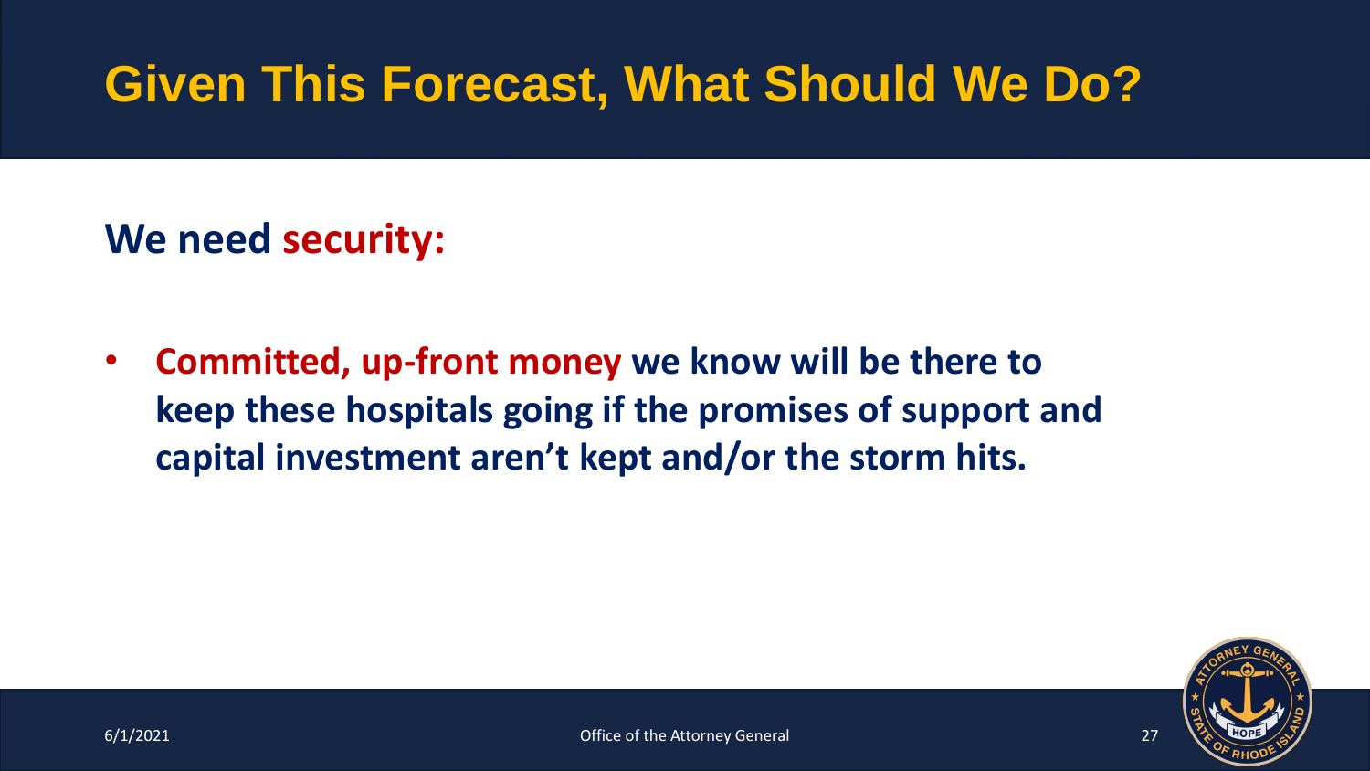# Given This Forecast, What Should We Do?

**We need security:**

- **Committed, up-front money we know will be there to keep these hospitals going if the promises of support and capital investment aren't kept and/or the storm hits.**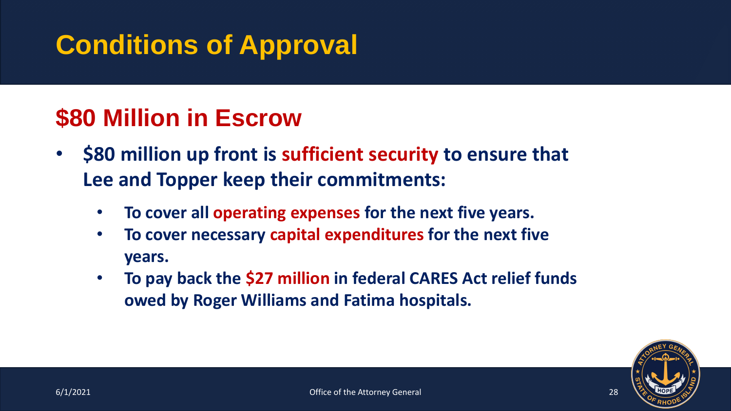# Conditions of Approval

## $80 Million in Escrow

- **$80 million up front is sufficient security to ensure that Lee and Topper keep their commitments:**
  - **To cover all operating expenses for the next five years.**
  - **To cover necessary capital expenditures for the next five years.**
  - **To pay back the $27 million in federal CARES Act relief funds owed by Roger Williams and Fatima hospitals.**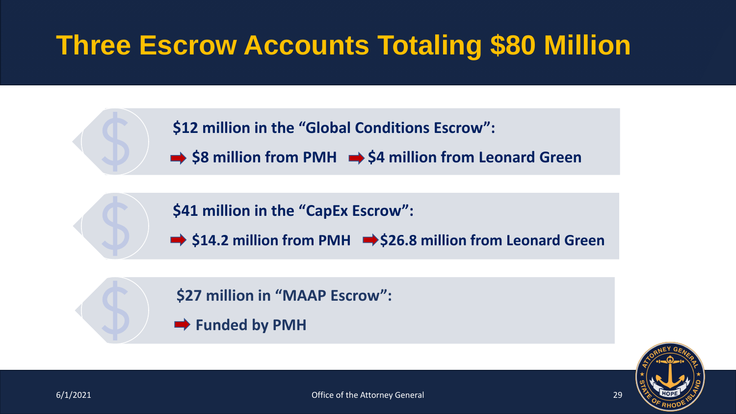# Three Escrow Accounts Totaling $80 Million

**$12 million in the "Global Conditions Escrow":**

- **$8 million from PMH**
- **$4 million from Leonard Green**

**$41 million in the "CapEx Escrow":**

- **$14.2 million from PMH**
- **$26.8 million from Leonard Green**

**$27 million in "MAAP Escrow":**

- **Funded by PMH**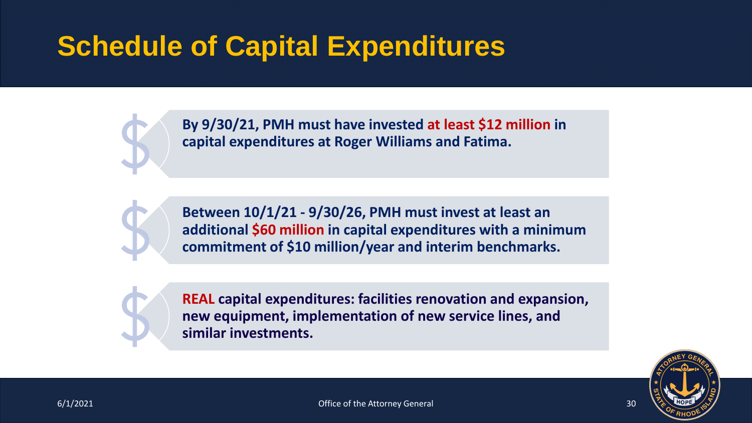# Schedule of Capital Expenditures

- **By 9/30/21, PMH must have invested at least $12 million in capital expenditures at Roger Williams and Fatima.**

- **Between 10/1/21 - 9/30/26, PMH must invest at least an additional $60 million in capital expenditures with a minimum commitment of $10 million/year and interim benchmarks.**

- **REAL capital expenditures: facilities renovation and expansion, new equipment, implementation of new service lines, and similar investments.**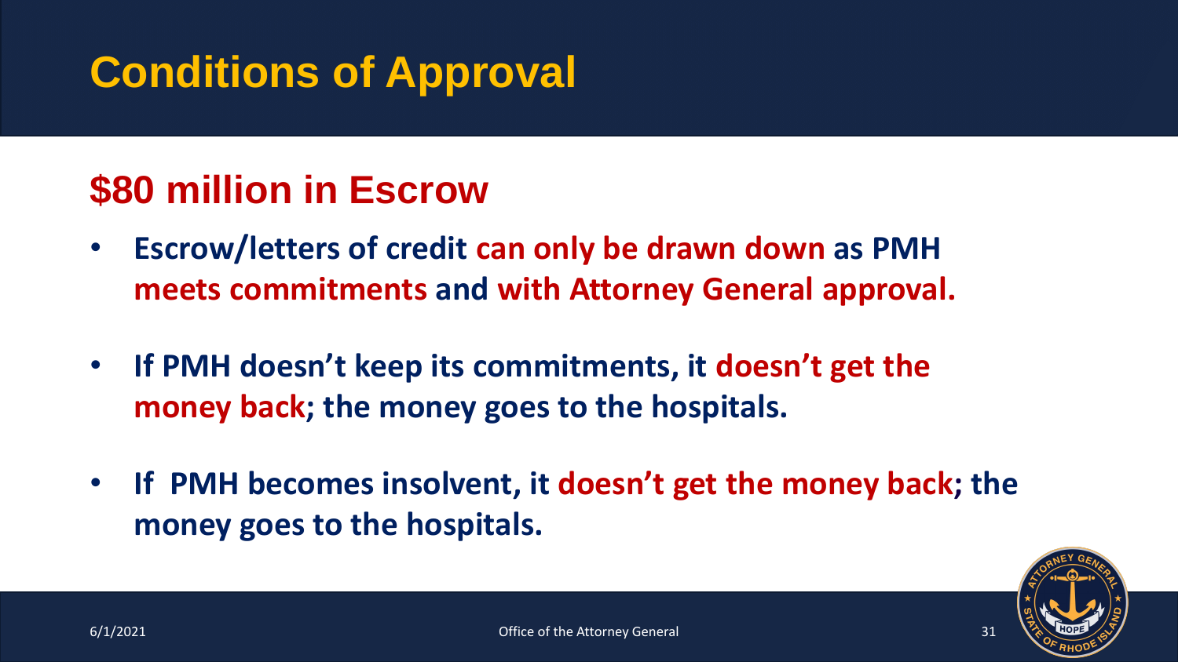# Conditions of Approval

## $80 million in Escrow

- **Escrow/letters of credit can only be drawn down as PMH meets commitments and with Attorney General approval.**
- **If PMH doesn't keep its commitments, it doesn't get the money back; the money goes to the hospitals.**
- **If PMH becomes insolvent, it doesn't get the money back; the money goes to the hospitals.**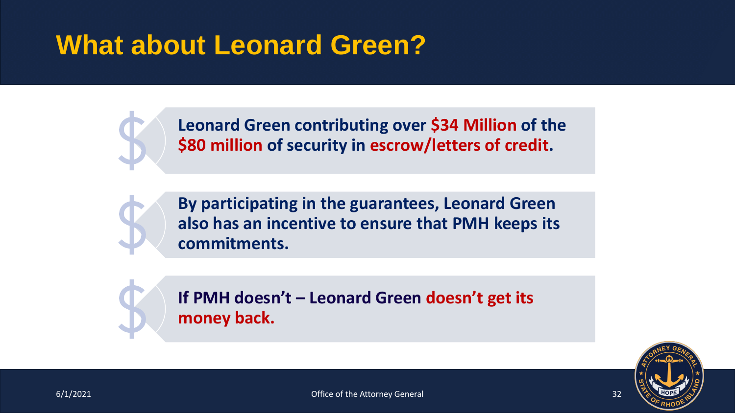# What about Leonard Green?

- **Leonard Green contributing over $34 Million of the $80 million of security in escrow/letters of credit.**
- **By participating in the guarantees, Leonard Green also has an incentive to ensure that PMH keeps its commitments.**
- **If PMH doesn't – Leonard Green doesn't get its money back.**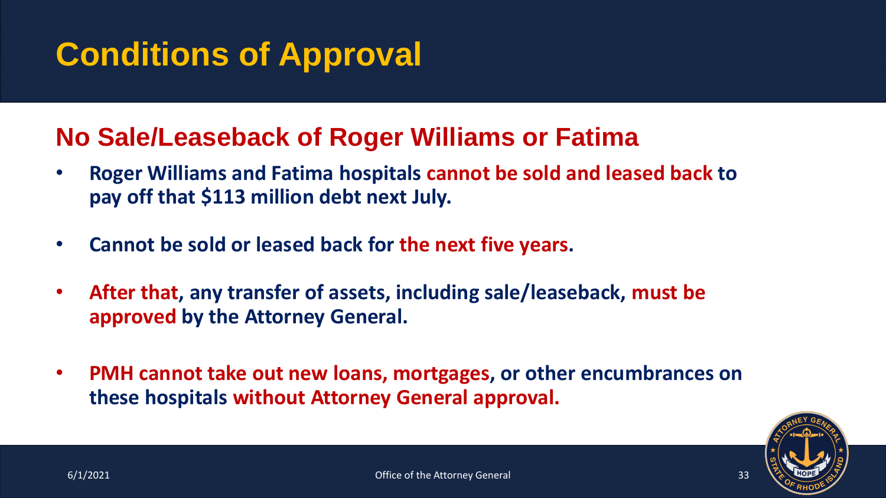# Conditions of Approval

## No Sale/Leaseback of Roger Williams or Fatima

- **Roger Williams and Fatima hospitals cannot be sold and leased back to pay off that $113 million debt next July.**
- **Cannot be sold or leased back for the next five years.**
- **After that, any transfer of assets, including sale/leaseback, must be approved by the Attorney General.**
- **PMH cannot take out new loans, mortgages, or other encumbrances on these hospitals without Attorney General approval.**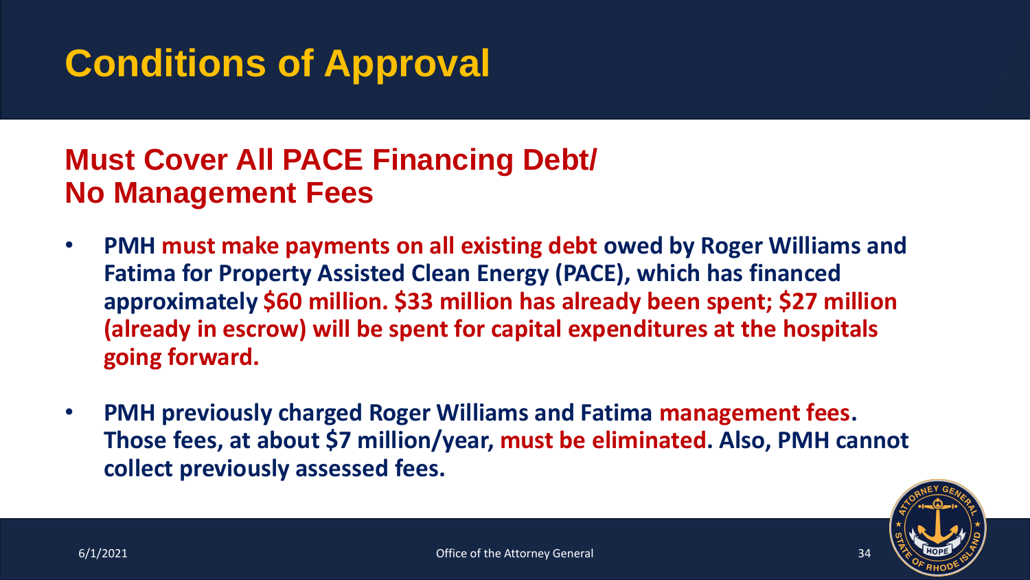# Conditions of Approval

## Must Cover All PACE Financing Debt/ No Management Fees

- **PMH must make payments on all existing debt owed by Roger Williams and Fatima for Property Assisted Clean Energy (PACE), which has financed approximately $60 million. $33 million has already been spent; $27 million (already in escrow) will be spent for capital expenditures at the hospitals going forward.**
- **PMH previously charged Roger Williams and Fatima management fees. Those fees, at about $7 million/year, must be eliminated. Also, PMH cannot collect previously assessed fees.**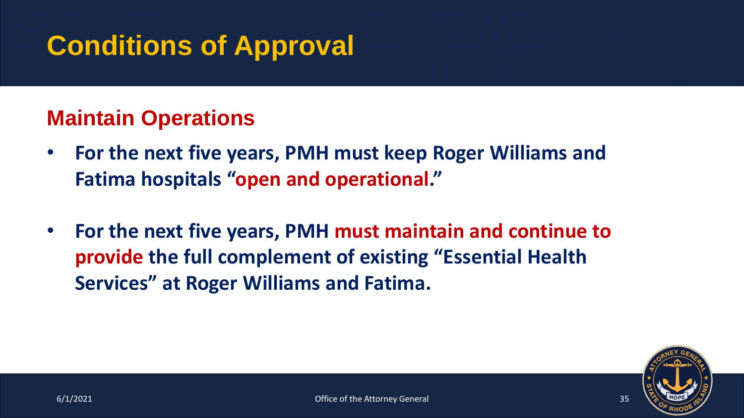# Conditions of Approval

## Maintain Operations

- **For the next five years, PMH must keep Roger Williams and Fatima hospitals "open and operational."**
- **For the next five years, PMH must maintain and continue to provide the full complement of existing "Essential Health Services" at Roger Williams and Fatima.**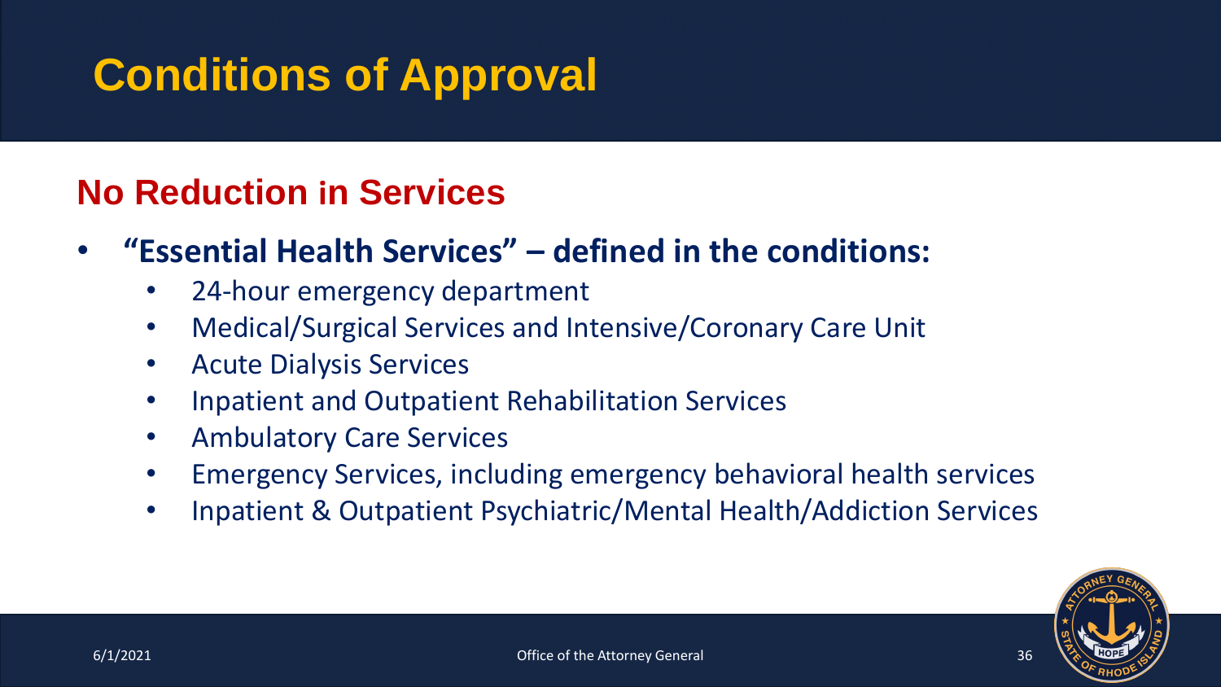# Conditions of Approval

## No Reduction in Services

- **"Essential Health Services" – defined in the conditions:**
  - 24-hour emergency department
  - Medical/Surgical Services and Intensive/Coronary Care Unit
  - Acute Dialysis Services
  - Inpatient and Outpatient Rehabilitation Services
  - Ambulatory Care Services
  - Emergency Services, including emergency behavioral health services
  - Inpatient & Outpatient Psychiatric/Mental Health/Addiction Services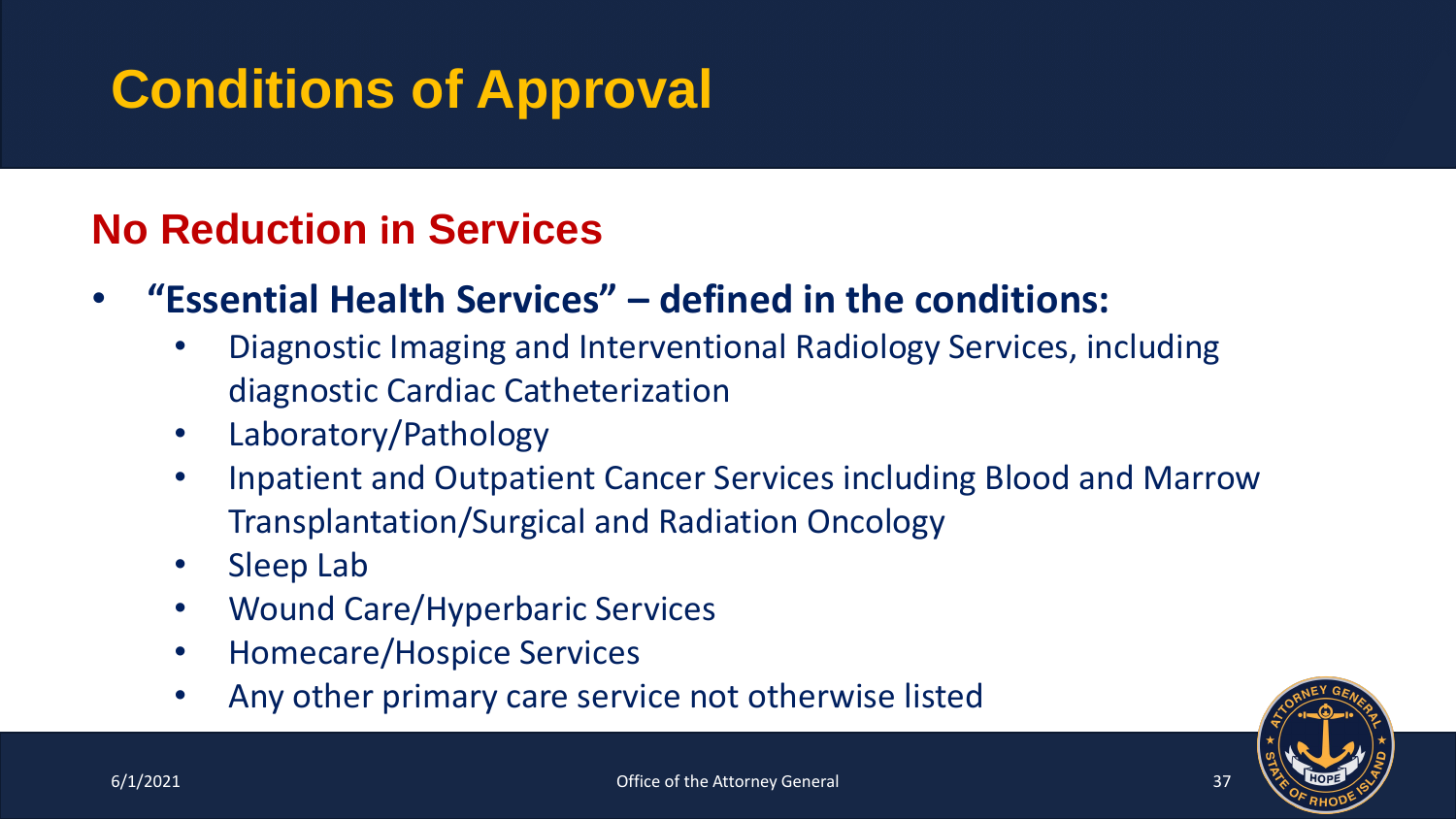# Conditions of Approval

## No Reduction in Services

- **"Essential Health Services" – defined in the conditions:**
  - Diagnostic Imaging and Interventional Radiology Services, including diagnostic Cardiac Catheterization
  - Laboratory/Pathology
  - Inpatient and Outpatient Cancer Services including Blood and Marrow Transplantation/Surgical and Radiation Oncology
  - Sleep Lab
  - Wound Care/Hyperbaric Services
  - Homecare/Hospice Services
  - Any other primary care service not otherwise listed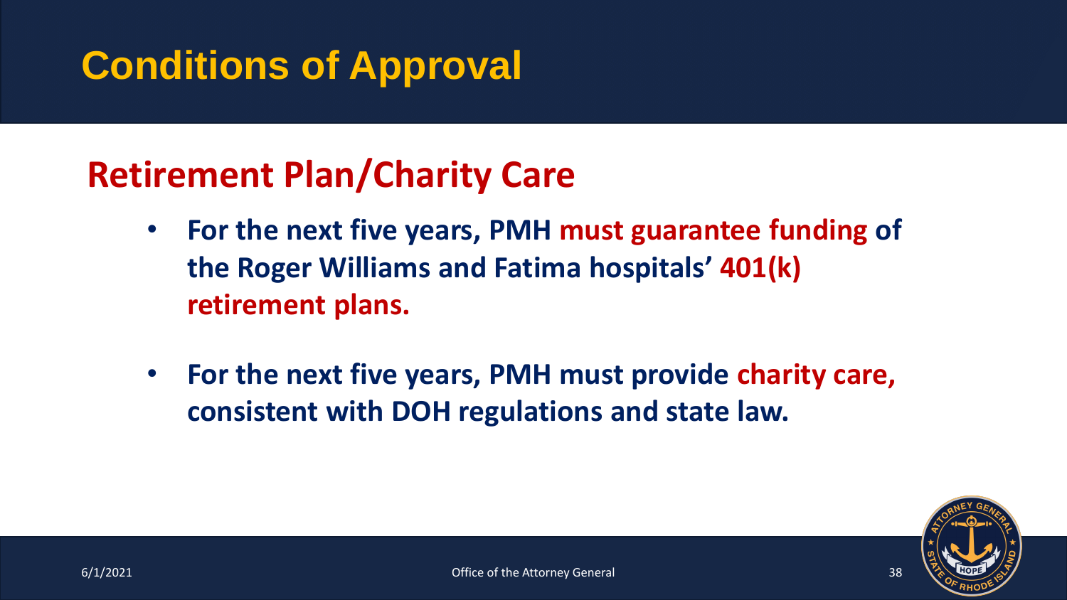# Conditions of Approval

## Retirement Plan/Charity Care

- **For the next five years, PMH must guarantee funding of the Roger Williams and Fatima hospitals' 401(k) retirement plans.**
- **For the next five years, PMH must provide charity care, consistent with DOH regulations and state law.**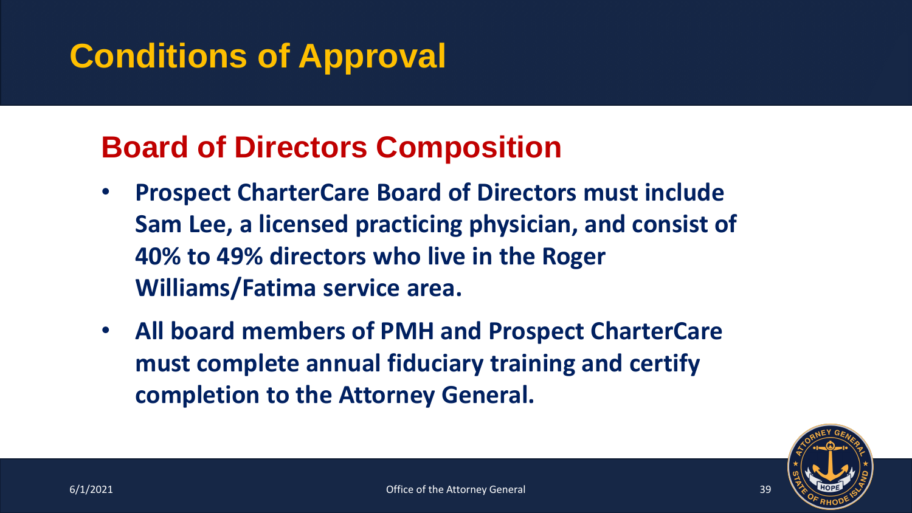# Conditions of Approval

## Board of Directors Composition

- **Prospect CharterCare Board of Directors must include Sam Lee, a licensed practicing physician, and consist of 40% to 49% directors who live in the Roger Williams/Fatima service area.**
- **All board members of PMH and Prospect CharterCare must complete annual fiduciary training and certify completion to the Attorney General.**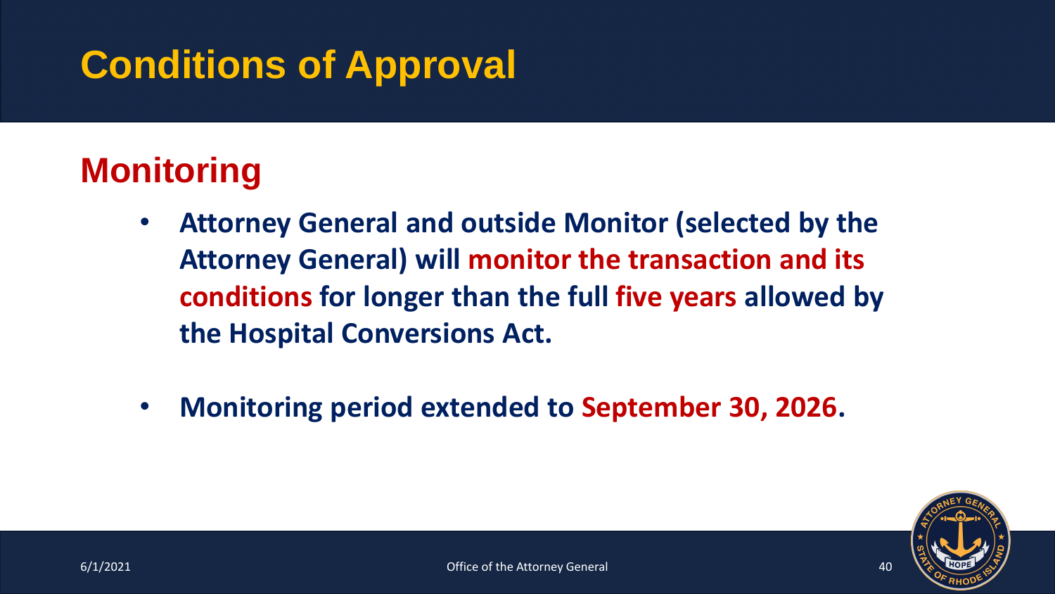# Conditions of Approval

## Monitoring

- **Attorney General and outside Monitor (selected by the Attorney General) will monitor the transaction and its conditions for longer than the full five years allowed by the Hospital Conversions Act.**
- **Monitoring period extended to September 30, 2026.**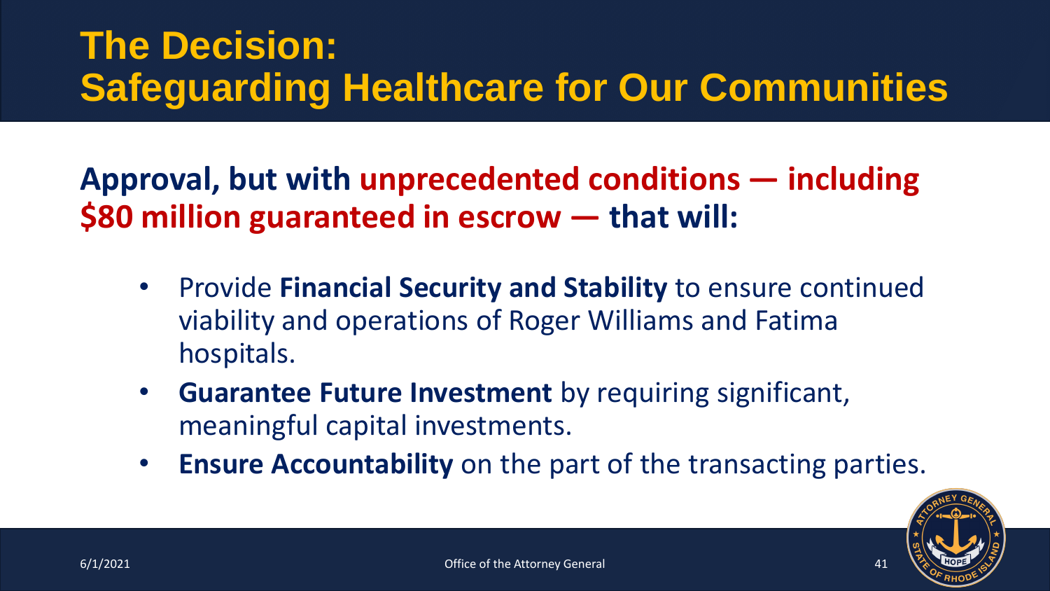# The Decision: Safeguarding Healthcare for Our Communities

**Approval, but with unprecedented conditions — including $80 million guaranteed in escrow — that will:**

- Provide **Financial Security and Stability** to ensure continued viability and operations of Roger Williams and Fatima hospitals.
- **Guarantee Future Investment** by requiring significant, meaningful capital investments.
- **Ensure Accountability** on the part of the transacting parties.